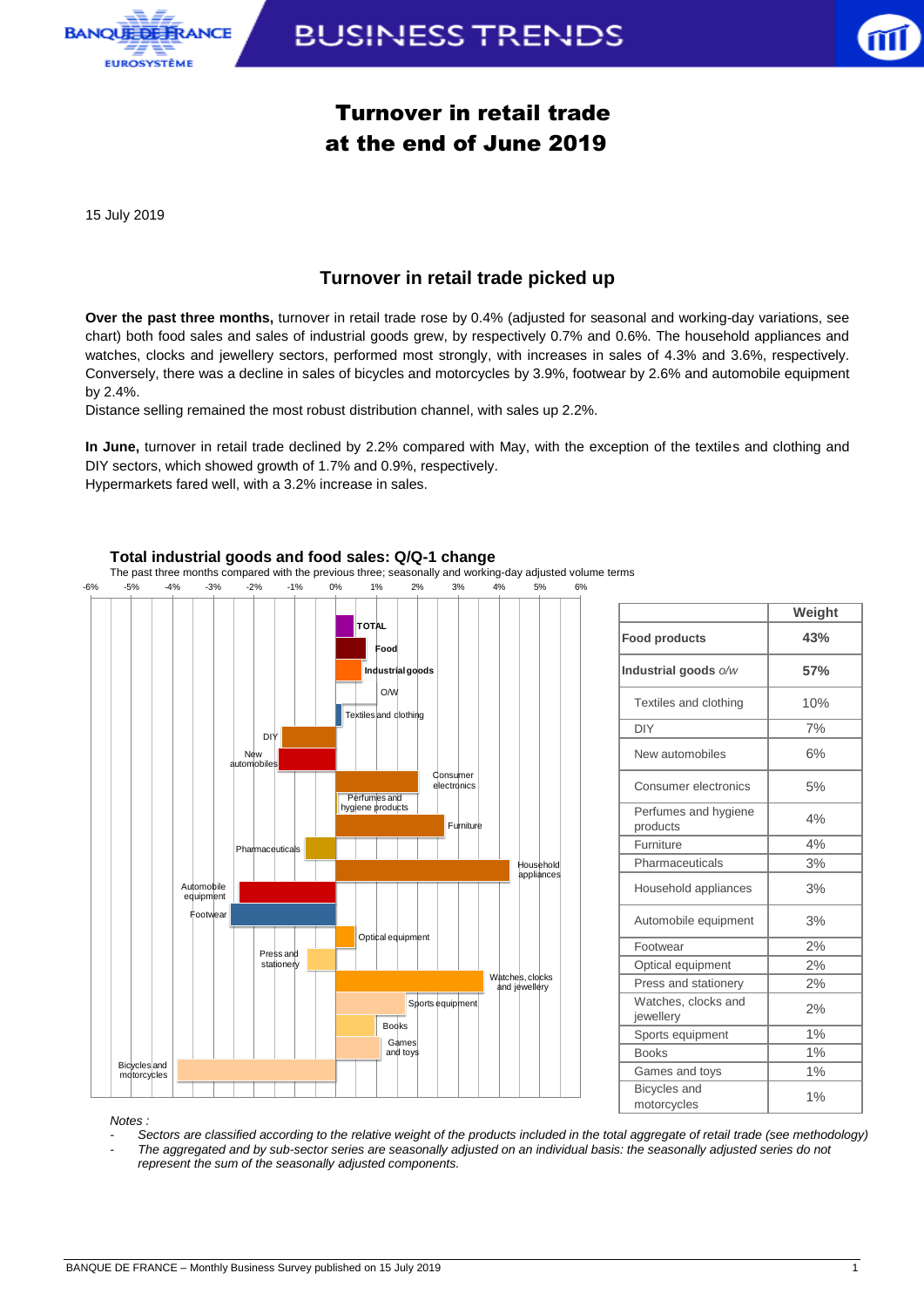# Turnover in retail trade at the end of June 2019

15 July 2019

## Turnover in retail trade picked up

**Over the past three months,** turnover in retail trade rose by 0.4% (adjusted for seasonal and working-day variations, see chart) both food sales and sales of industrial goods grew, by respectively 0.7% and 0.6%. The household appliances and watches, clocks and jewellery sectors, performed most strongly, with increases in sales of 4.3% and 3.6%, respectively. Conversely, there was a decline in sales of bicycles and motorcycles by 3.9%, footwear by 2.6% and automobile equipment by 2.4%.

Distance selling remained the most robust distribution channel, with sales up 2.2%.

**In June,** turnover in retail trade declined by 2.2% compared with May, with the exception of the textiles and clothing and DIY sectors, which showed growth of 1.7% and 0.9%, respectively.

Hypermarkets fared well, with a 3.2% increase in sales.

### Total industrial goods and food sales: Q/Q-1 change

The past three months compared with the previous three; seasonally and working-day adjusted volume terms

| | Weight |
|---|---|
| **Food products** | **43%** |
| **Industrial goods** *o/w* | **57%** |
| Textiles and clothing | 10% |
| DIY | 7% |
| New automobiles | 6% |
| Consumer electronics | 5% |
| Perfumes and hygiene products | 4% |
| Furniture | 4% |
| Pharmaceuticals | 3% |
| Household appliances | 3% |
| Automobile equipment | 3% |
| Footwear | 2% |
| Optical equipment | 2% |
| Press and stationery | 2% |
| Watches, clocks and jewellery | 2% |
| Sports equipment | 1% |
| Books | 1% |
| Games and toys | 1% |
| Bicycles and motorcycles | 1% |

*Notes :*

- *Sectors are classified according to the relative weight of the products included in the total aggregate of retail trade (see methodology)*
- *The aggregated and by sub-sector series are seasonally adjusted on an individual basis: the seasonally adjusted series do not represent the sum of the seasonally adjusted components.*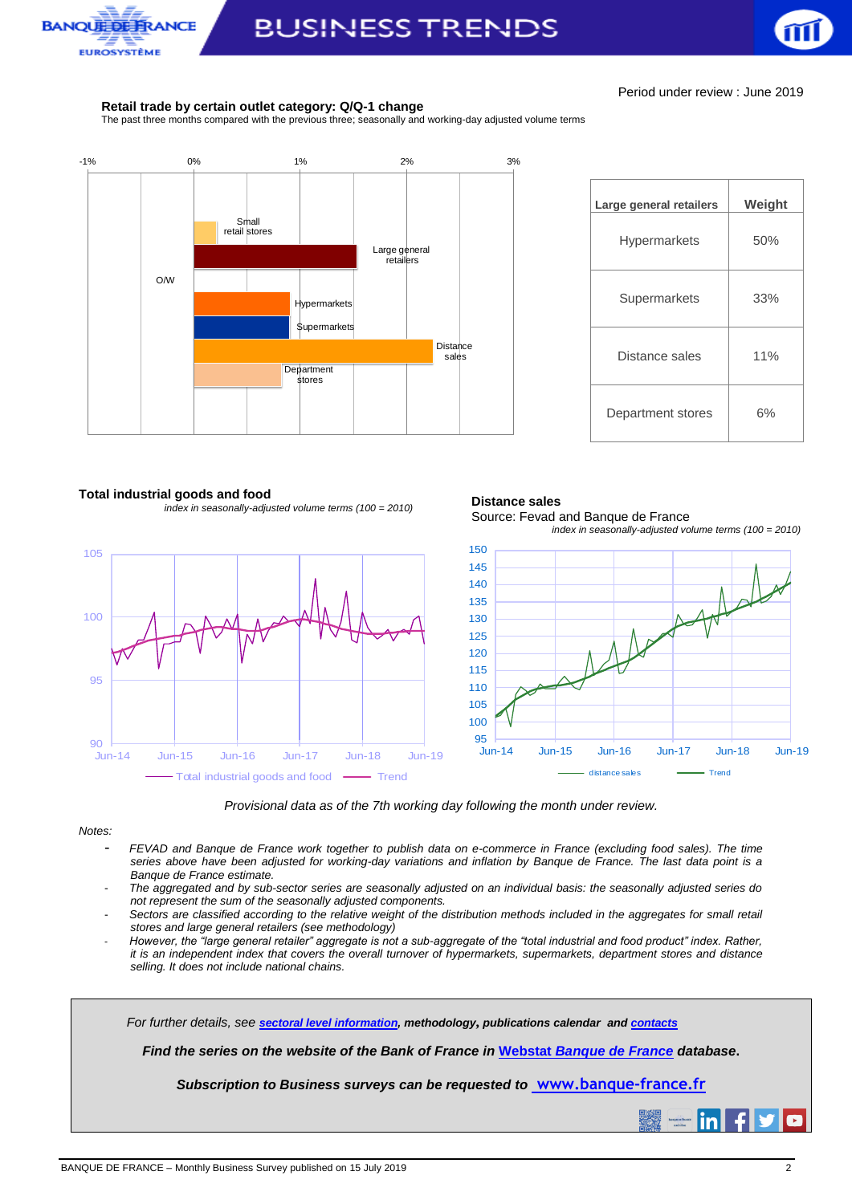Period under review : June 2019

### Retail trade by certain outlet category: Q/Q-1 change

The past three months compared with the previous three; seasonally and working-day adjusted volume terms

-1%
0%
1%
2%
3%

Small retail stores
Large general retailers
O/W
Hypermarkets
Supermarkets
Distance sales
Department stores

| Large general retailers | Weight |
|---|---|
| Hypermarkets | 50% |
| Supermarkets | 33% |
| Distance sales | 11% |
| Department stores | 6% |

### Total industrial goods and food

*index in seasonally-adjusted volume terms (100 = 2010)*

105
100
95
90
Jun-14
Jun-15
Jun-16
Jun-17
Jun-18
Jun-19

Total industrial goods and food
Trend

### Distance sales

Source: Fevad and Banque de France

*index in seasonally-adjusted volume terms (100 = 2010)*

150
145
140
135
130
125
120
115
110
105
100
95
Jun-14
Jun-15
Jun-16
Jun-17
Jun-18
Jun-19

distance sales
Trend

*Provisional data as of the 7th working day following the month under review.*

*Notes:*

- *FEVAD and Banque de France work together to publish data on e-commerce in France (excluding food sales). The time series above have been adjusted for working-day variations and inflation by Banque de France. The last data point is a Banque de France estimate.*
- *The aggregated and by sub-sector series are seasonally adjusted on an individual basis: the seasonally adjusted series do not represent the sum of the seasonally adjusted components.*
- *Sectors are classified according to the relative weight of the distribution methods included in the aggregates for small retail stores and large general retailers (see methodology)*
- *However, the "large general retailer" aggregate is not a sub-aggregate of the "total industrial and food product" index. Rather, it is an independent index that covers the overall turnover of hypermarkets, supermarkets, department stores and distance selling. It does not include national chains.*

*For further details, see **sectoral level information**, **methodology**, **publications calendar** and **contacts***

***Find the series on the website of the Bank of France in Webstat Banque de France database.***

***Subscription to Business surveys can be requested to www.banque-france.fr***

BANQUE DE FRANCE – Monthly Business Survey published on 15 July 2019